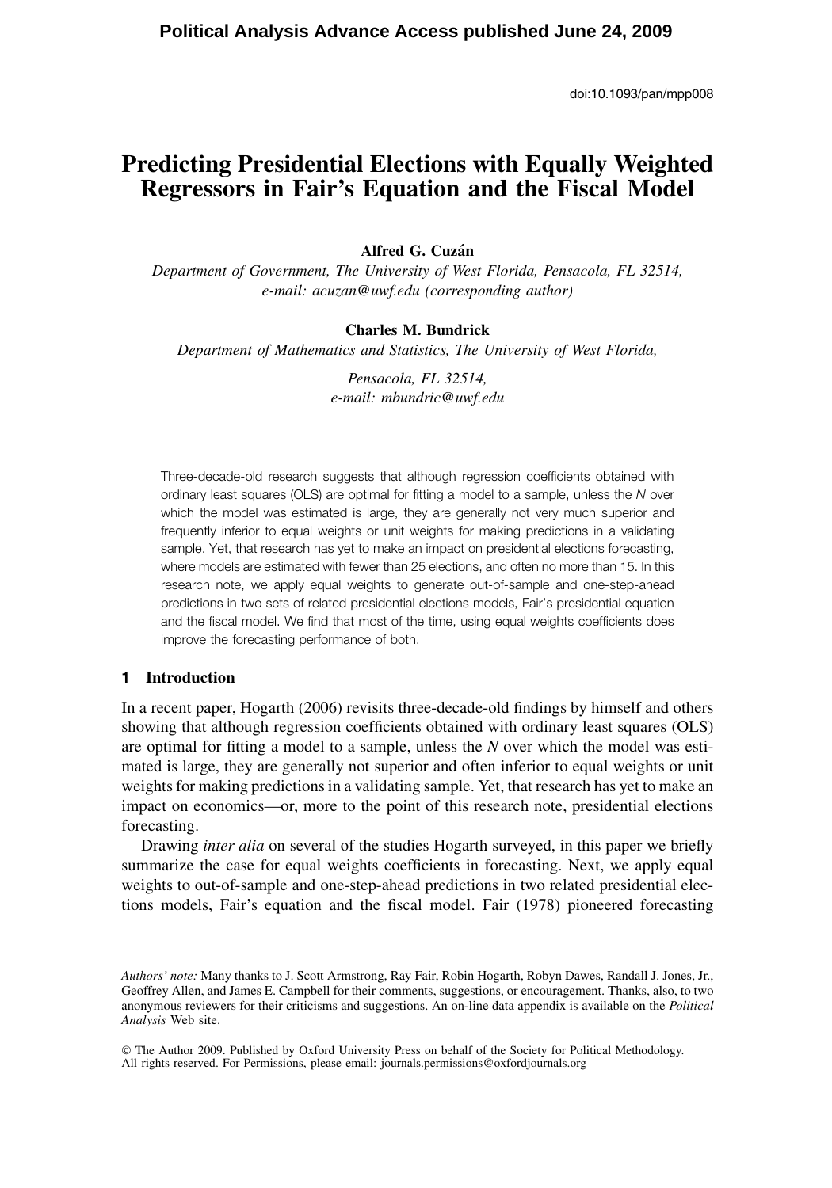Political Analysis Advance Access published June 24, 2009

doi:10.1093/pan/mpp008

# Predicting Presidential Elections with Equally Weighted Regressors in Fair's Equation and the Fiscal Model

**Alfred G. Cuzán**

*Department of Government, The University of West Florida, Pensacola, FL 32514, e-mail: acuzan@uwf.edu (corresponding author)*

**Charles M. Bundrick**

*Department of Mathematics and Statistics, The University of West Florida, Pensacola, FL 32514, e-mail: mbundric@uwf.edu*

Three-decade-old research suggests that although regression coefficients obtained with ordinary least squares (OLS) are optimal for fitting a model to a sample, unless the *N* over which the model was estimated is large, they are generally not very much superior and frequently inferior to equal weights or unit weights for making predictions in a validating sample. Yet, that research has yet to make an impact on presidential elections forecasting, where models are estimated with fewer than 25 elections, and often no more than 15. In this research note, we apply equal weights to generate out-of-sample and one-step-ahead predictions in two sets of related presidential elections models, Fair's presidential equation and the fiscal model. We find that most of the time, using equal weights coefficients does improve the forecasting performance of both.

## 1 Introduction

In a recent paper, Hogarth (2006) revisits three-decade-old findings by himself and others showing that although regression coefficients obtained with ordinary least squares (OLS) are optimal for fitting a model to a sample, unless the *N* over which the model was estimated is large, they are generally not superior and often inferior to equal weights or unit weights for making predictions in a validating sample. Yet, that research has yet to make an impact on economics—or, more to the point of this research note, presidential elections forecasting.

Drawing *inter alia* on several of the studies Hogarth surveyed, in this paper we briefly summarize the case for equal weights coefficients in forecasting. Next, we apply equal weights to out-of-sample and one-step-ahead predictions in two related presidential elections models, Fair's equation and the fiscal model. Fair (1978) pioneered forecasting

*Authors' note:* Many thanks to J. Scott Armstrong, Ray Fair, Robin Hogarth, Robyn Dawes, Randall J. Jones, Jr., Geoffrey Allen, and James E. Campbell for their comments, suggestions, or encouragement. Thanks, also, to two anonymous reviewers for their criticisms and suggestions. An on-line data appendix is available on the *Political Analysis* Web site.

© The Author 2009. Published by Oxford University Press on behalf of the Society for Political Methodology. All rights reserved. For Permissions, please email: journals.permissions@oxfordjournals.org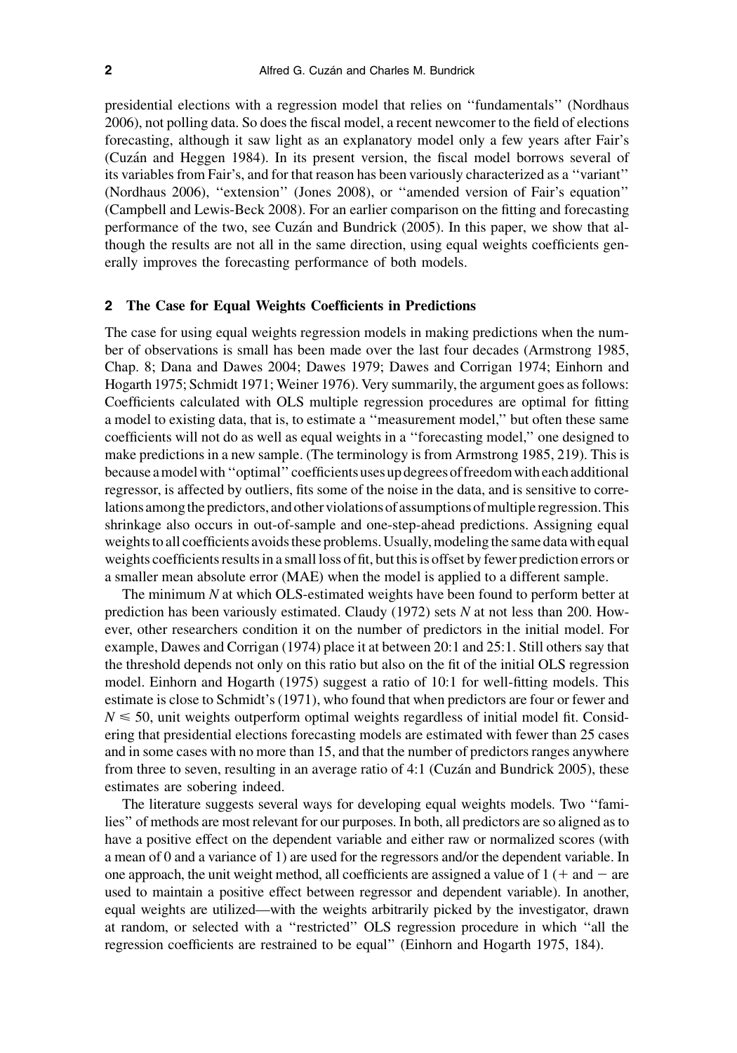presidential elections with a regression model that relies on ''fundamentals'' (Nordhaus 2006), not polling data. So does the fiscal model, a recent newcomer to the field of elections forecasting, although it saw light as an explanatory model only a few years after Fair's (Cuzán and Heggen 1984). In its present version, the fiscal model borrows several of its variables from Fair's, and for that reason has been variously characterized as a ''variant'' (Nordhaus 2006), ''extension'' (Jones 2008), or ''amended version of Fair's equation'' (Campbell and Lewis-Beck 2008). For an earlier comparison on the fitting and forecasting performance of the two, see Cuzán and Bundrick (2005). In this paper, we show that although the results are not all in the same direction, using equal weights coefficients generally improves the forecasting performance of both models.

## 2 The Case for Equal Weights Coefficients in Predictions

The case for using equal weights regression models in making predictions when the number of observations is small has been made over the last four decades (Armstrong 1985, Chap. 8; Dana and Dawes 2004; Dawes 1979; Dawes and Corrigan 1974; Einhorn and Hogarth 1975; Schmidt 1971; Weiner 1976). Very summarily, the argument goes as follows: Coefficients calculated with OLS multiple regression procedures are optimal for fitting a model to existing data, that is, to estimate a ''measurement model,'' but often these same coefficients will not do as well as equal weights in a ''forecasting model,'' one designed to make predictions in a new sample. (The terminology is from Armstrong 1985, 219). This is because a model with ''optimal'' coefficients uses up degrees of freedom with each additional regressor, is affected by outliers, fits some of the noise in the data, and is sensitive to correlations among the predictors, and other violations of assumptions of multiple regression. This shrinkage also occurs in out-of-sample and one-step-ahead predictions. Assigning equal weights to all coefficients avoids these problems. Usually, modeling the same data with equal weights coefficients results in a small loss of fit, but this is offset by fewer prediction errors or a smaller mean absolute error (MAE) when the model is applied to a different sample.

The minimum $N$ at which OLS-estimated weights have been found to perform better at prediction has been variously estimated. Claudy (1972) sets $N$ at not less than 200. However, other researchers condition it on the number of predictors in the initial model. For example, Dawes and Corrigan (1974) place it at between 20:1 and 25:1. Still others say that the threshold depends not only on this ratio but also on the fit of the initial OLS regression model. Einhorn and Hogarth (1975) suggest a ratio of 10:1 for well-fitting models. This estimate is close to Schmidt's (1971), who found that when predictors are four or fewer and $N \leq 50$, unit weights outperform optimal weights regardless of initial model fit. Considering that presidential elections forecasting models are estimated with fewer than 25 cases and in some cases with no more than 15, and that the number of predictors ranges anywhere from three to seven, resulting in an average ratio of 4:1 (Cuzán and Bundrick 2005), these estimates are sobering indeed.

The literature suggests several ways for developing equal weights models. Two ''families'' of methods are most relevant for our purposes. In both, all predictors are so aligned as to have a positive effect on the dependent variable and either raw or normalized scores (with a mean of 0 and a variance of 1) are used for the regressors and/or the dependent variable. In one approach, the unit weight method, all coefficients are assigned a value of 1 (+ and − are used to maintain a positive effect between regressor and dependent variable). In another, equal weights are utilized—with the weights arbitrarily picked by the investigator, drawn at random, or selected with a ''restricted'' OLS regression procedure in which ''all the regression coefficients are restrained to be equal'' (Einhorn and Hogarth 1975, 184).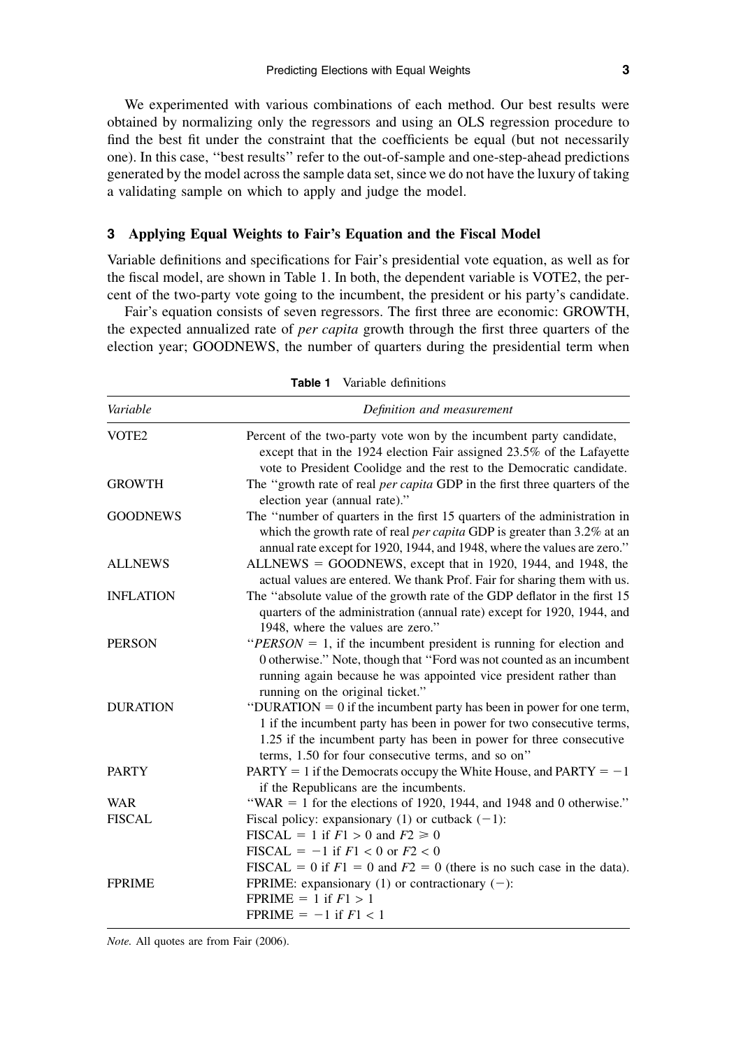We experimented with various combinations of each method. Our best results were obtained by normalizing only the regressors and using an OLS regression procedure to find the best fit under the constraint that the coefficients be equal (but not necessarily one). In this case, "best results" refer to the out-of-sample and one-step-ahead predictions generated by the model across the sample data set, since we do not have the luxury of taking a validating sample on which to apply and judge the model.

## 3 Applying Equal Weights to Fair's Equation and the Fiscal Model

Variable definitions and specifications for Fair's presidential vote equation, as well as for the fiscal model, are shown in Table 1. In both, the dependent variable is VOTE2, the percent of the two-party vote going to the incumbent, the president or his party's candidate.

Fair's equation consists of seven regressors. The first three are economic: GROWTH, the expected annualized rate of *per capita* growth through the first three quarters of the election year; GOODNEWS, the number of quarters during the presidential term when

**Table 1** Variable definitions

| *Variable* | *Definition and measurement* |
|---|---|
| VOTE2 | Percent of the two-party vote won by the incumbent party candidate, except that in the 1924 election Fair assigned 23.5% of the Lafayette vote to President Coolidge and the rest to the Democratic candidate. |
| GROWTH | The "growth rate of real *per capita* GDP in the first three quarters of the election year (annual rate)." |
| GOODNEWS | The "number of quarters in the first 15 quarters of the administration in which the growth rate of real *per capita* GDP is greater than 3.2% at an annual rate except for 1920, 1944, and 1948, where the values are zero." |
| ALLNEWS | ALLNEWS = GOODNEWS, except that in 1920, 1944, and 1948, the actual values are entered. We thank Prof. Fair for sharing them with us. |
| INFLATION | The "absolute value of the growth rate of the GDP deflator in the first 15 quarters of the administration (annual rate) except for 1920, 1944, and 1948, where the values are zero." |
| PERSON | "*PERSON* = 1, if the incumbent president is running for election and 0 otherwise." Note, though that "Ford was not counted as an incumbent running again because he was appointed vice president rather than running on the original ticket." |
| DURATION | "DURATION = 0 if the incumbent party has been in power for one term, 1 if the incumbent party has been in power for two consecutive terms, 1.25 if the incumbent party has been in power for three consecutive terms, 1.50 for four consecutive terms, and so on" |
| PARTY | PARTY = 1 if the Democrats occupy the White House, and PARTY = −1 if the Republicans are the incumbents. |
| WAR | "WAR = 1 for the elections of 1920, 1944, and 1948 and 0 otherwise." |
| FISCAL | Fiscal policy: expansionary (1) or cutback (−1): <br> FISCAL = 1 if $F1 > 0$ and $F2 \geqslant 0$ <br> FISCAL = −1 if $F1 < 0$ or $F2 < 0$ <br> FISCAL = 0 if $F1 = 0$ and $F2 = 0$ (there is no such case in the data). |
| FPRIME | FPRIME: expansionary (1) or contractionary (−): <br> FPRIME = 1 if $F1 > 1$ <br> FPRIME = −1 if $F1 < 1$ |

*Note.* All quotes are from Fair (2006).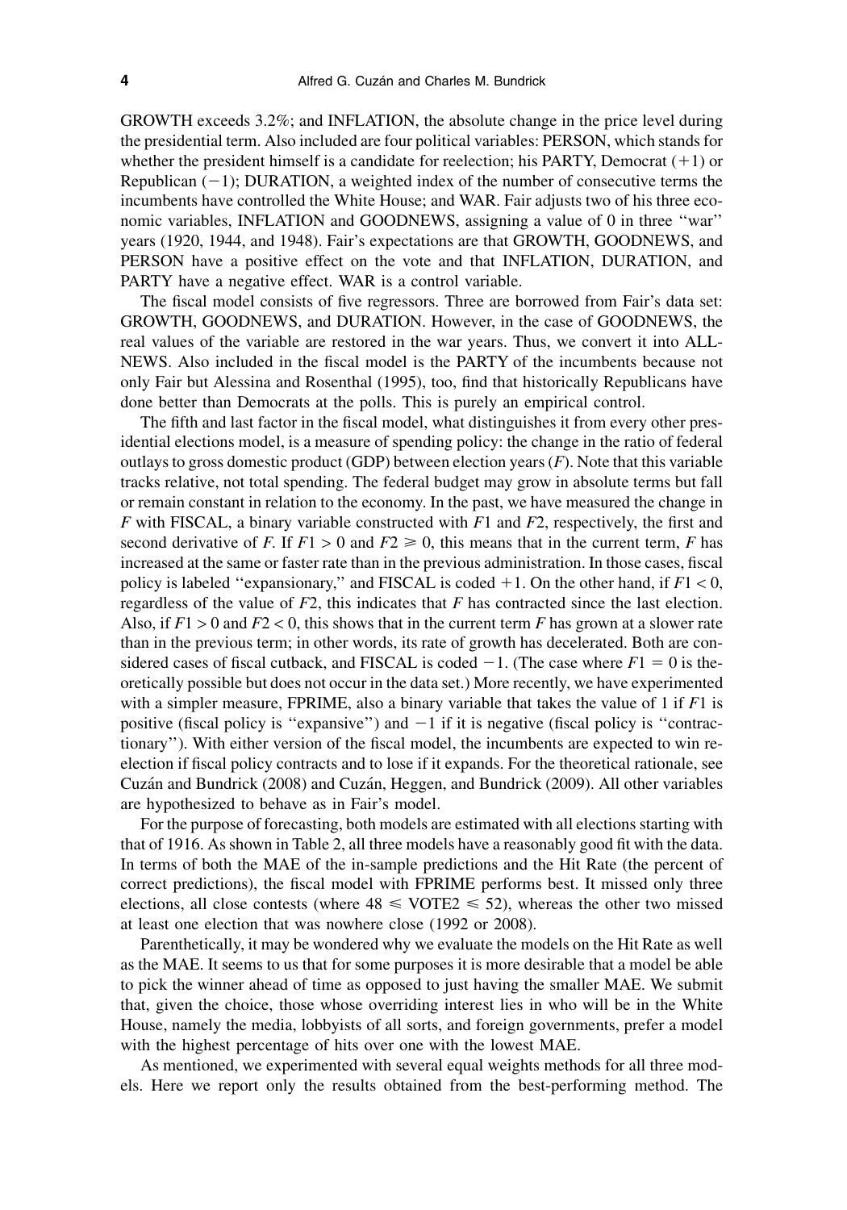GROWTH exceeds 3.2%; and INFLATION, the absolute change in the price level during the presidential term. Also included are four political variables: PERSON, which stands for whether the president himself is a candidate for reelection; his PARTY, Democrat (+1) or Republican (−1); DURATION, a weighted index of the number of consecutive terms the incumbents have controlled the White House; and WAR. Fair adjusts two of his three economic variables, INFLATION and GOODNEWS, assigning a value of 0 in three ''war'' years (1920, 1944, and 1948). Fair's expectations are that GROWTH, GOODNEWS, and PERSON have a positive effect on the vote and that INFLATION, DURATION, and PARTY have a negative effect. WAR is a control variable.

The fiscal model consists of five regressors. Three are borrowed from Fair's data set: GROWTH, GOODNEWS, and DURATION. However, in the case of GOODNEWS, the real values of the variable are restored in the war years. Thus, we convert it into ALLNEWS. Also included in the fiscal model is the PARTY of the incumbents because not only Fair but Alessina and Rosenthal (1995), too, find that historically Republicans have done better than Democrats at the polls. This is purely an empirical control.

The fifth and last factor in the fiscal model, what distinguishes it from every other presidential elections model, is a measure of spending policy: the change in the ratio of federal outlays to gross domestic product (GDP) between election years ($F$). Note that this variable tracks relative, not total spending. The federal budget may grow in absolute terms but fall or remain constant in relation to the economy. In the past, we have measured the change in $F$ with FISCAL, a binary variable constructed with $F1$ and $F2$, respectively, the first and second derivative of $F$. If $F1 > 0$ and $F2 \geqslant 0$, this means that in the current term, $F$ has increased at the same or faster rate than in the previous administration. In those cases, fiscal policy is labeled ''expansionary,'' and FISCAL is coded +1. On the other hand, if $F1 < 0$, regardless of the value of $F2$, this indicates that $F$ has contracted since the last election. Also, if $F1 > 0$ and $F2 < 0$, this shows that in the current term $F$ has grown at a slower rate than in the previous term; in other words, its rate of growth has decelerated. Both are considered cases of fiscal cutback, and FISCAL is coded −1. (The case where $F1 = 0$ is theoretically possible but does not occur in the data set.) More recently, we have experimented with a simpler measure, FPRIME, also a binary variable that takes the value of 1 if $F1$ is positive (fiscal policy is ''expansive'') and −1 if it is negative (fiscal policy is ''contractionary''). With either version of the fiscal model, the incumbents are expected to win reelection if fiscal policy contracts and to lose if it expands. For the theoretical rationale, see Cuzán and Bundrick (2008) and Cuzán, Heggen, and Bundrick (2009). All other variables are hypothesized to behave as in Fair's model.

For the purpose of forecasting, both models are estimated with all elections starting with that of 1916. As shown in Table 2, all three models have a reasonably good fit with the data. In terms of both the MAE of the in-sample predictions and the Hit Rate (the percent of correct predictions), the fiscal model with FPRIME performs best. It missed only three elections, all close contests (where $48 \leqslant \text{VOTE2} \leqslant 52$), whereas the other two missed at least one election that was nowhere close (1992 or 2008).

Parenthetically, it may be wondered why we evaluate the models on the Hit Rate as well as the MAE. It seems to us that for some purposes it is more desirable that a model be able to pick the winner ahead of time as opposed to just having the smaller MAE. We submit that, given the choice, those whose overriding interest lies in who will be in the White House, namely the media, lobbyists of all sorts, and foreign governments, prefer a model with the highest percentage of hits over one with the lowest MAE.

As mentioned, we experimented with several equal weights methods for all three models. Here we report only the results obtained from the best-performing method. The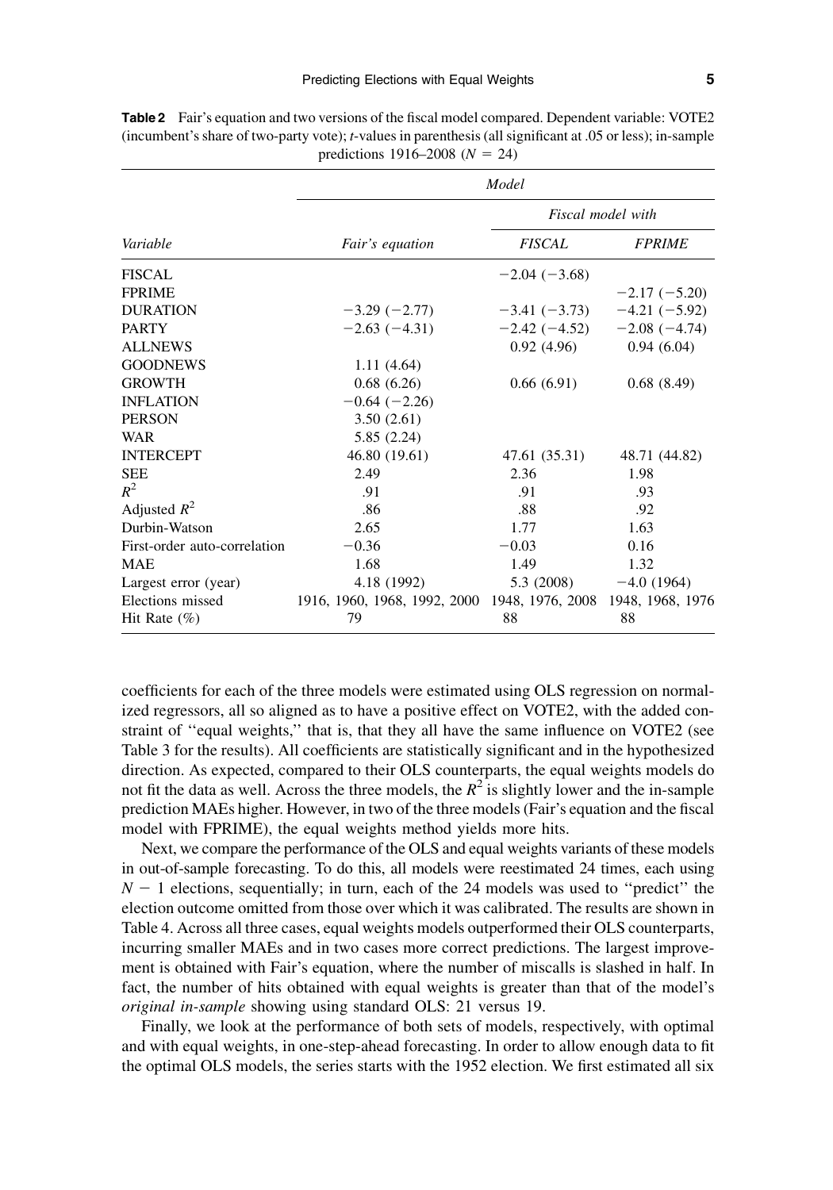**Table 2** Fair's equation and two versions of the fiscal model compared. Dependent variable: VOTE2 (incumbent's share of two-party vote); *t*-values in parenthesis (all significant at .05 or less); in-sample predictions 1916–2008 ($N = 24$)

| | *Model* | | |
|---|---|---|---|
| | | *Fiscal model with* | |
| *Variable* | *Fair's equation* | *FISCAL* | *FPRIME* |
| FISCAL | | −2.04 (−3.68) | |
| FPRIME | | | −2.17 (−5.20) |
| DURATION | −3.29 (−2.77) | −3.41 (−3.73) | −4.21 (−5.92) |
| PARTY | −2.63 (−4.31) | −2.42 (−4.52) | −2.08 (−4.74) |
| ALLNEWS | | 0.92 (4.96) | 0.94 (6.04) |
| GOODNEWS | 1.11 (4.64) | | |
| GROWTH | 0.68 (6.26) | 0.66 (6.91) | 0.68 (8.49) |
| INFLATION | −0.64 (−2.26) | | |
| PERSON | 3.50 (2.61) | | |
| WAR | 5.85 (2.24) | | |
| INTERCEPT | 46.80 (19.61) | 47.61 (35.31) | 48.71 (44.82) |
| SEE | 2.49 | 2.36 | 1.98 |
| $R^2$ | .91 | .91 | .93 |
| Adjusted $R^2$ | .86 | .88 | .92 |
| Durbin-Watson | 2.65 | 1.77 | 1.63 |
| First-order auto-correlation | −0.36 | −0.03 | 0.16 |
| MAE | 1.68 | 1.49 | 1.32 |
| Largest error (year) | 4.18 (1992) | 5.3 (2008) | −4.0 (1964) |
| Elections missed | 1916, 1960, 1968, 1992, 2000 | 1948, 1976, 2008 | 1948, 1968, 1976 |
| Hit Rate (%) | 79 | 88 | 88 |

coefficients for each of the three models were estimated using OLS regression on normalized regressors, all so aligned as to have a positive effect on VOTE2, with the added constraint of ''equal weights,'' that is, that they all have the same influence on VOTE2 (see Table 3 for the results). All coefficients are statistically significant and in the hypothesized direction. As expected, compared to their OLS counterparts, the equal weights models do not fit the data as well. Across the three models, the $R^2$ is slightly lower and the in-sample prediction MAEs higher. However, in two of the three models (Fair's equation and the fiscal model with FPRIME), the equal weights method yields more hits.

Next, we compare the performance of the OLS and equal weights variants of these models in out-of-sample forecasting. To do this, all models were reestimated 24 times, each using $N - 1$ elections, sequentially; in turn, each of the 24 models was used to ''predict'' the election outcome omitted from those over which it was calibrated. The results are shown in Table 4. Across all three cases, equal weights models outperformed their OLS counterparts, incurring smaller MAEs and in two cases more correct predictions. The largest improvement is obtained with Fair's equation, where the number of miscalls is slashed in half. In fact, the number of hits obtained with equal weights is greater than that of the model's *original in-sample* showing using standard OLS: 21 versus 19.

Finally, we look at the performance of both sets of models, respectively, with optimal and with equal weights, in one-step-ahead forecasting. In order to allow enough data to fit the optimal OLS models, the series starts with the 1952 election. We first estimated all six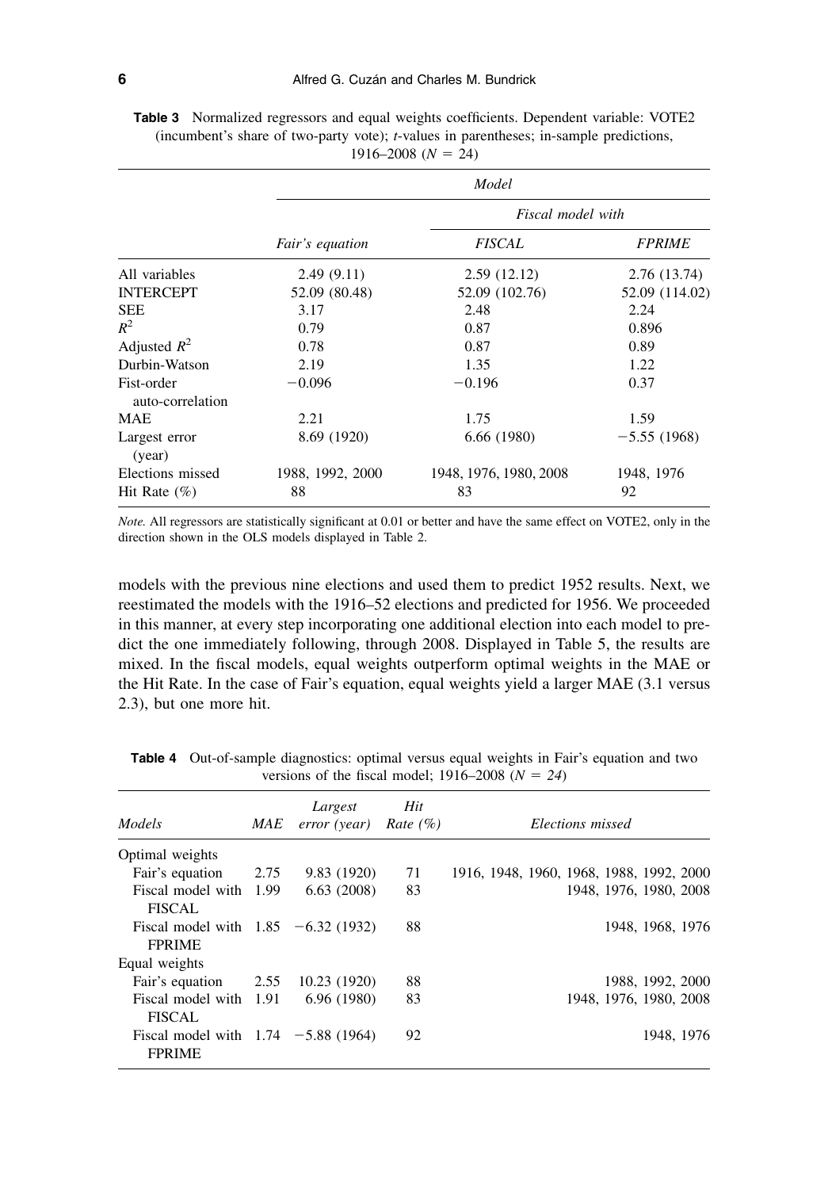**Table 3** Normalized regressors and equal weights coefficients. Dependent variable: VOTE2 (incumbent's share of two-party vote); *t*-values in parentheses; in-sample predictions, 1916–2008 ($N$ = 24)

| | *Model* | | |
|---|---|---|---|
| | | *Fiscal model with* | |
| | *Fair's equation* | *FISCAL* | *FPRIME* |
| All variables | 2.49 (9.11) | 2.59 (12.12) | 2.76 (13.74) |
| INTERCEPT | 52.09 (80.48) | 52.09 (102.76) | 52.09 (114.02) |
| SEE | 3.17 | 2.48 | 2.24 |
| $R^2$ | 0.79 | 0.87 | 0.896 |
| Adjusted $R^2$ | 0.78 | 0.87 | 0.89 |
| Durbin-Watson | 2.19 | 1.35 | 1.22 |
| Fist-order auto-correlation | −0.096 | −0.196 | 0.37 |
| MAE | 2.21 | 1.75 | 1.59 |
| Largest error (year) | 8.69 (1920) | 6.66 (1980) | −5.55 (1968) |
| Elections missed | 1988, 1992, 2000 | 1948, 1976, 1980, 2008 | 1948, 1976 |
| Hit Rate (%) | 88 | 83 | 92 |

*Note.* All regressors are statistically significant at 0.01 or better and have the same effect on VOTE2, only in the direction shown in the OLS models displayed in Table 2.

models with the previous nine elections and used them to predict 1952 results. Next, we reestimated the models with the 1916–52 elections and predicted for 1956. We proceeded in this manner, at every step incorporating one additional election into each model to predict the one immediately following, through 2008. Displayed in Table 5, the results are mixed. In the fiscal models, equal weights outperform optimal weights in the MAE or the Hit Rate. In the case of Fair's equation, equal weights yield a larger MAE (3.1 versus 2.3), but one more hit.

**Table 4** Out-of-sample diagnostics: optimal versus equal weights in Fair's equation and two versions of the fiscal model; 1916–2008 ($N$ = *24*)

| *Models* | *MAE* | *Largest error (year)* | *Hit Rate (%)* | *Elections missed* |
|---|---|---|---|---|
| Optimal weights | | | | |
| Fair's equation | 2.75 | 9.83 (1920) | 71 | 1916, 1948, 1960, 1968, 1988, 1992, 2000 |
| Fiscal model with FISCAL | 1.99 | 6.63 (2008) | 83 | 1948, 1976, 1980, 2008 |
| Fiscal model with FPRIME | 1.85 | −6.32 (1932) | 88 | 1948, 1968, 1976 |
| Equal weights | | | | |
| Fair's equation | 2.55 | 10.23 (1920) | 88 | 1988, 1992, 2000 |
| Fiscal model with FISCAL | 1.91 | 6.96 (1980) | 83 | 1948, 1976, 1980, 2008 |
| Fiscal model with FPRIME | 1.74 | −5.88 (1964) | 92 | 1948, 1976 |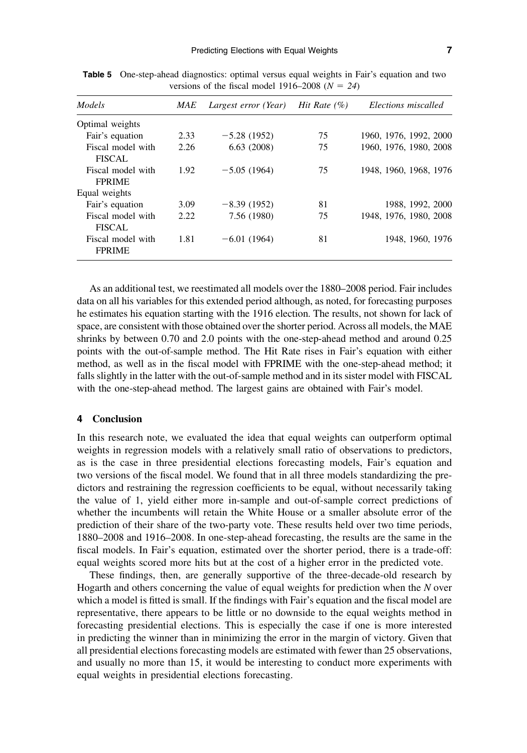**Table 5** One-step-ahead diagnostics: optimal versus equal weights in Fair's equation and two versions of the fiscal model 1916–2008 ($N = 24$)

| *Models* | *MAE* | *Largest error (Year)* | *Hit Rate (%)* | *Elections miscalled* |
|---|---|---|---|---|
| Optimal weights | | | | |
| Fair's equation | 2.33 | −5.28 (1952) | 75 | 1960, 1976, 1992, 2000 |
| Fiscal model with FISCAL | 2.26 | 6.63 (2008) | 75 | 1960, 1976, 1980, 2008 |
| Fiscal model with FPRIME | 1.92 | −5.05 (1964) | 75 | 1948, 1960, 1968, 1976 |
| Equal weights | | | | |
| Fair's equation | 3.09 | −8.39 (1952) | 81 | 1988, 1992, 2000 |
| Fiscal model with FISCAL | 2.22 | 7.56 (1980) | 75 | 1948, 1976, 1980, 2008 |
| Fiscal model with FPRIME | 1.81 | −6.01 (1964) | 81 | 1948, 1960, 1976 |

As an additional test, we reestimated all models over the 1880–2008 period. Fair includes data on all his variables for this extended period although, as noted, for forecasting purposes he estimates his equation starting with the 1916 election. The results, not shown for lack of space, are consistent with those obtained over the shorter period. Across all models, the MAE shrinks by between 0.70 and 2.0 points with the one-step-ahead method and around 0.25 points with the out-of-sample method. The Hit Rate rises in Fair's equation with either method, as well as in the fiscal model with FPRIME with the one-step-ahead method; it falls slightly in the latter with the out-of-sample method and in its sister model with FISCAL with the one-step-ahead method. The largest gains are obtained with Fair's model.

## 4 Conclusion

In this research note, we evaluated the idea that equal weights can outperform optimal weights in regression models with a relatively small ratio of observations to predictors, as is the case in three presidential elections forecasting models, Fair's equation and two versions of the fiscal model. We found that in all three models standardizing the predictors and restraining the regression coefficients to be equal, without necessarily taking the value of 1, yield either more in-sample and out-of-sample correct predictions of whether the incumbents will retain the White House or a smaller absolute error of the prediction of their share of the two-party vote. These results held over two time periods, 1880–2008 and 1916–2008. In one-step-ahead forecasting, the results are the same in the fiscal models. In Fair's equation, estimated over the shorter period, there is a trade-off: equal weights scored more hits but at the cost of a higher error in the predicted vote.

These findings, then, are generally supportive of the three-decade-old research by Hogarth and others concerning the value of equal weights for prediction when the $N$ over which a model is fitted is small. If the findings with Fair's equation and the fiscal model are representative, there appears to be little or no downside to the equal weights method in forecasting presidential elections. This is especially the case if one is more interested in predicting the winner than in minimizing the error in the margin of victory. Given that all presidential elections forecasting models are estimated with fewer than 25 observations, and usually no more than 15, it would be interesting to conduct more experiments with equal weights in presidential elections forecasting.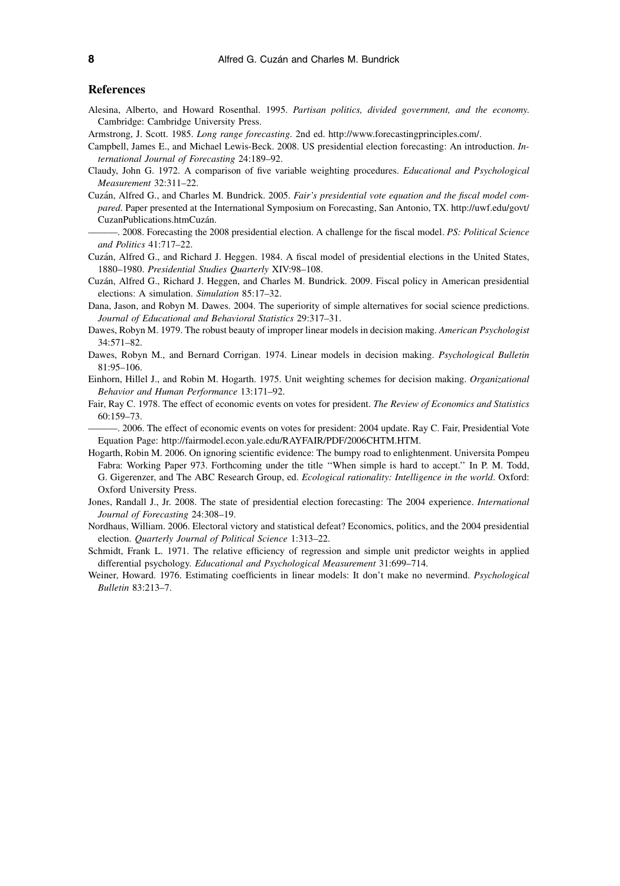## References

Alesina, Alberto, and Howard Rosenthal. 1995. *Partisan politics, divided government, and the economy*. Cambridge: Cambridge University Press.

Armstrong, J. Scott. 1985. *Long range forecasting*. 2nd ed. http://www.forecastingprinciples.com/.

Campbell, James E., and Michael Lewis-Beck. 2008. US presidential election forecasting: An introduction. *International Journal of Forecasting* 24:189–92.

Claudy, John G. 1972. A comparison of five variable weighting procedures. *Educational and Psychological Measurement* 32:311–22.

Cuzán, Alfred G., and Charles M. Bundrick. 2005. *Fair's presidential vote equation and the fiscal model compared*. Paper presented at the International Symposium on Forecasting, San Antonio, TX. http://uwf.edu/govt/CuzanPublications.htmCuzán.

———. 2008. Forecasting the 2008 presidential election. A challenge for the fiscal model. *PS: Political Science and Politics* 41:717–22.

Cuzán, Alfred G., and Richard J. Heggen. 1984. A fiscal model of presidential elections in the United States, 1880–1980. *Presidential Studies Quarterly* XIV:98–108.

Cuzán, Alfred G., Richard J. Heggen, and Charles M. Bundrick. 2009. Fiscal policy in American presidential elections: A simulation. *Simulation* 85:17–32.

Dana, Jason, and Robyn M. Dawes. 2004. The superiority of simple alternatives for social science predictions. *Journal of Educational and Behavioral Statistics* 29:317–31.

Dawes, Robyn M. 1979. The robust beauty of improper linear models in decision making. *American Psychologist* 34:571–82.

Dawes, Robyn M., and Bernard Corrigan. 1974. Linear models in decision making. *Psychological Bulletin* 81:95–106.

Einhorn, Hillel J., and Robin M. Hogarth. 1975. Unit weighting schemes for decision making. *Organizational Behavior and Human Performance* 13:171–92.

Fair, Ray C. 1978. The effect of economic events on votes for president. *The Review of Economics and Statistics* 60:159–73.

———. 2006. The effect of economic events on votes for president: 2004 update. Ray C. Fair, Presidential Vote Equation Page: http://fairmodel.econ.yale.edu/RAYFAIR/PDF/2006CHTM.HTM.

Hogarth, Robin M. 2006. On ignoring scientific evidence: The bumpy road to enlightenment. Universita Pompeu Fabra: Working Paper 973. Forthcoming under the title "When simple is hard to accept." In P. M. Todd, G. Gigerenzer, and The ABC Research Group, ed. *Ecological rationality: Intelligence in the world*. Oxford: Oxford University Press.

Jones, Randall J., Jr. 2008. The state of presidential election forecasting: The 2004 experience. *International Journal of Forecasting* 24:308–19.

Nordhaus, William. 2006. Electoral victory and statistical defeat? Economics, politics, and the 2004 presidential election. *Quarterly Journal of Political Science* 1:313–22.

Schmidt, Frank L. 1971. The relative efficiency of regression and simple unit predictor weights in applied differential psychology. *Educational and Psychological Measurement* 31:699–714.

Weiner, Howard. 1976. Estimating coefficients in linear models: It don't make no nevermind. *Psychological Bulletin* 83:213–7.